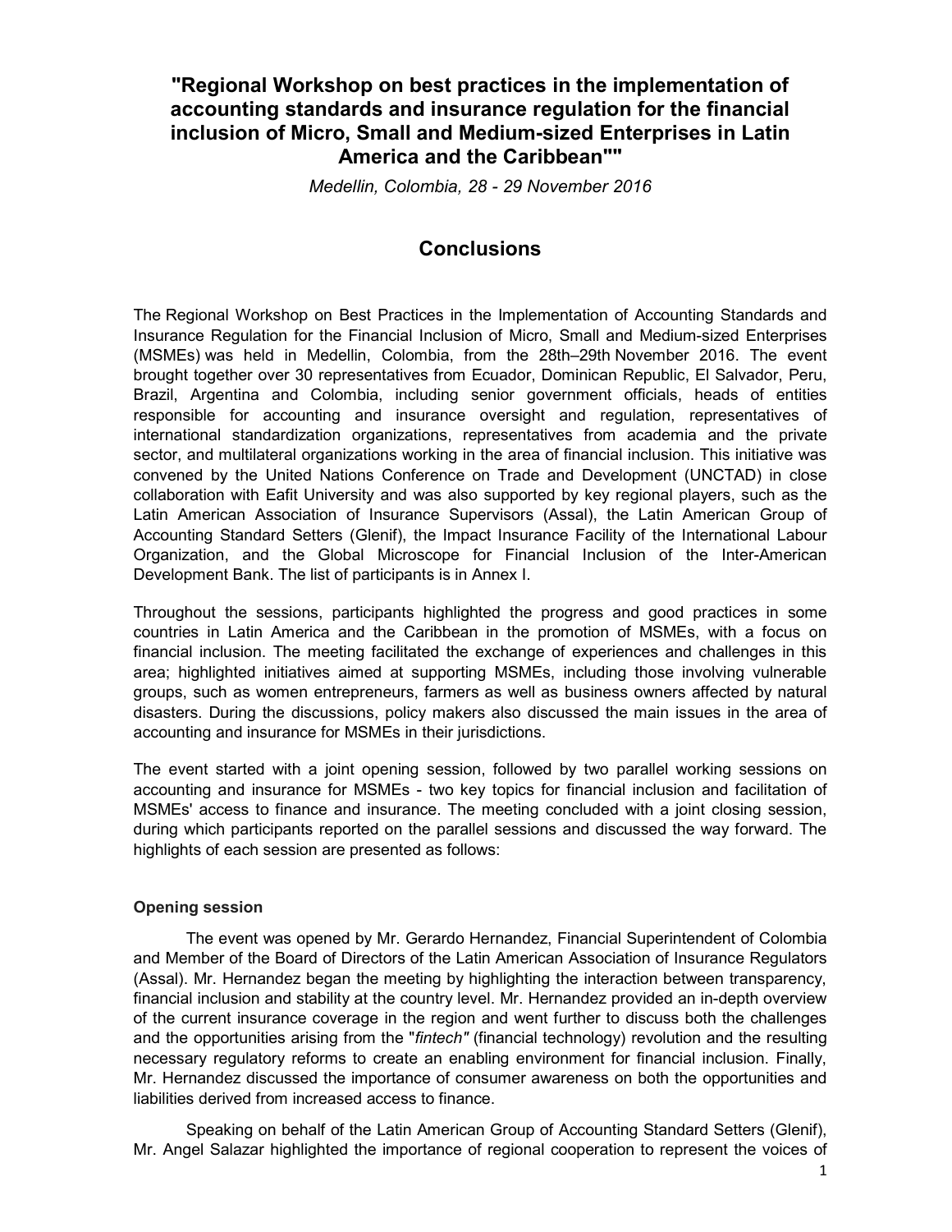# "Regional Workshop on best practices in the implementation of accounting standards and insurance regulation for the financial inclusion of Micro, Small and Medium-sized Enterprises in Latin America and the Caribbean""

*Medellin, Colombia, 28 - 29 November 2016*

## Conclusions

The Regional Workshop on Best Practices in the Implementation of Accounting Standards and Insurance Regulation for the Financial Inclusion of Micro, Small and Medium-sized Enterprises (MSMEs) was held in Medellin, Colombia, from the 28th–29th November 2016. The event brought together over 30 representatives from Ecuador, Dominican Republic, El Salvador, Peru, Brazil, Argentina and Colombia, including senior government officials, heads of entities responsible for accounting and insurance oversight and regulation, representatives of international standardization organizations, representatives from academia and the private sector, and multilateral organizations working in the area of financial inclusion. This initiative was convened by the United Nations Conference on Trade and Development (UNCTAD) in close collaboration with Eafit University and was also supported by key regional players, such as the Latin American Association of Insurance Supervisors (Assal), the Latin American Group of Accounting Standard Setters (Glenif), the Impact Insurance Facility of the International Labour Organization, and the Global Microscope for Financial Inclusion of the Inter-American Development Bank. The list of participants is in Annex I.

Throughout the sessions, participants highlighted the progress and good practices in some countries in Latin America and the Caribbean in the promotion of MSMEs, with a focus on financial inclusion. The meeting facilitated the exchange of experiences and challenges in this area; highlighted initiatives aimed at supporting MSMEs, including those involving vulnerable groups, such as women entrepreneurs, farmers as well as business owners affected by natural disasters. During the discussions, policy makers also discussed the main issues in the area of accounting and insurance for MSMEs in their jurisdictions.

The event started with a joint opening session, followed by two parallel working sessions on accounting and insurance for MSMEs - two key topics for financial inclusion and facilitation of MSMEs' access to finance and insurance. The meeting concluded with a joint closing session, during which participants reported on the parallel sessions and discussed the way forward. The highlights of each session are presented as follows:

### Opening session

The event was opened by Mr. Gerardo Hernandez, Financial Superintendent of Colombia and Member of the Board of Directors of the Latin American Association of Insurance Regulators (Assal). Mr. Hernandez began the meeting by highlighting the interaction between transparency, financial inclusion and stability at the country level. Mr. Hernandez provided an in-depth overview of the current insurance coverage in the region and went further to discuss both the challenges and the opportunities arising from the "*fintech"* (financial technology) revolution and the resulting necessary regulatory reforms to create an enabling environment for financial inclusion. Finally, Mr. Hernandez discussed the importance of consumer awareness on both the opportunities and liabilities derived from increased access to finance.

Speaking on behalf of the Latin American Group of Accounting Standard Setters (Glenif), Mr. Angel Salazar highlighted the importance of regional cooperation to represent the voices of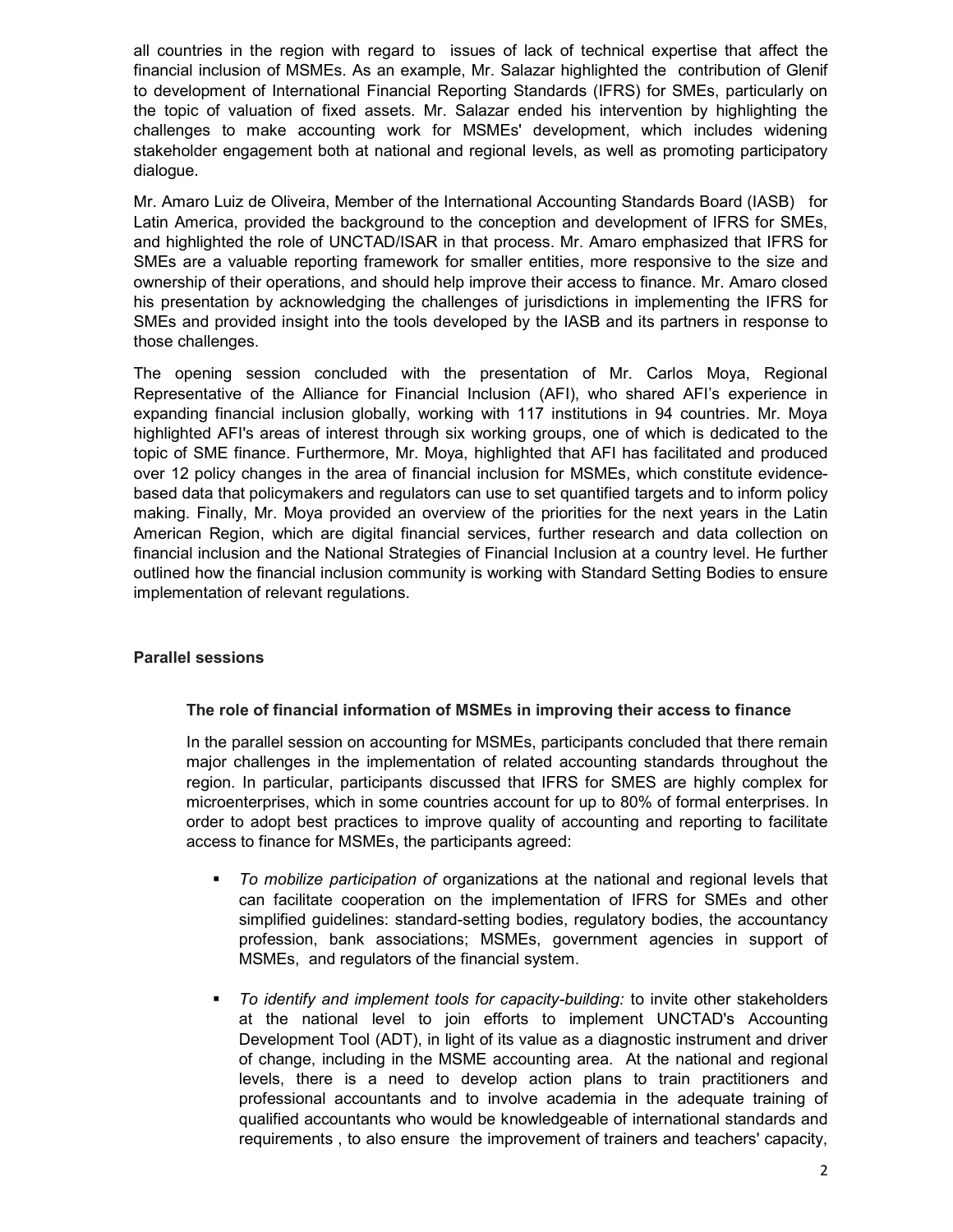all countries in the region with regard to issues of lack of technical expertise that affect the financial inclusion of MSMEs. As an example, Mr. Salazar highlighted the contribution of Glenif to development of International Financial Reporting Standards (IFRS) for SMEs, particularly on the topic of valuation of fixed assets. Mr. Salazar ended his intervention by highlighting the challenges to make accounting work for MSMEs' development, which includes widening stakeholder engagement both at national and regional levels, as well as promoting participatory dialogue.

Mr. Amaro Luiz de Oliveira, Member of the International Accounting Standards Board (IASB) for Latin America, provided the background to the conception and development of IFRS for SMEs, and highlighted the role of UNCTAD/ISAR in that process. Mr. Amaro emphasized that IFRS for SMEs are a valuable reporting framework for smaller entities, more responsive to the size and ownership of their operations, and should help improve their access to finance. Mr. Amaro closed his presentation by acknowledging the challenges of jurisdictions in implementing the IFRS for SMEs and provided insight into the tools developed by the IASB and its partners in response to those challenges.

The opening session concluded with the presentation of Mr. Carlos Moya, Regional Representative of the Alliance for Financial Inclusion (AFI), who shared AFI's experience in expanding financial inclusion globally, working with 117 institutions in 94 countries. Mr. Moya highlighted AFI's areas of interest through six working groups, one of which is dedicated to the topic of SME finance. Furthermore, Mr. Moya, highlighted that AFI has facilitated and produced over 12 policy changes in the area of financial inclusion for MSMEs, which constitute evidence-based data that policymakers and regulators can use to set quantified targets and to inform policy making. Finally, Mr. Moya provided an overview of the priorities for the next years in the Latin American Region, which are digital financial services, further research and data collection on financial inclusion and the National Strategies of Financial Inclusion at a country level. He further outlined how the financial inclusion community is working with Standard Setting Bodies to ensure implementation of relevant regulations.

**Parallel sessions**

**The role of financial information of MSMEs in improving their access to finance**

In the parallel session on accounting for MSMEs, participants concluded that there remain major challenges in the implementation of related accounting standards throughout the region. In particular, participants discussed that IFRS for SMES are highly complex for microenterprises, which in some countries account for up to 80% of formal enterprises. In order to adopt best practices to improve quality of accounting and reporting to facilitate access to finance for MSMEs, the participants agreed:

- *To mobilize participation of* organizations at the national and regional levels that can facilitate cooperation on the implementation of IFRS for SMEs and other simplified guidelines: standard-setting bodies, regulatory bodies, the accountancy profession, bank associations; MSMEs, government agencies in support of MSMEs, and regulators of the financial system.
- *To identify and implement tools for capacity-building:* to invite other stakeholders at the national level to join efforts to implement UNCTAD's Accounting Development Tool (ADT), in light of its value as a diagnostic instrument and driver of change, including in the MSME accounting area. At the national and regional levels, there is a need to develop action plans to train practitioners and professional accountants and to involve academia in the adequate training of qualified accountants who would be knowledgeable of international standards and requirements , to also ensure the improvement of trainers and teachers' capacity,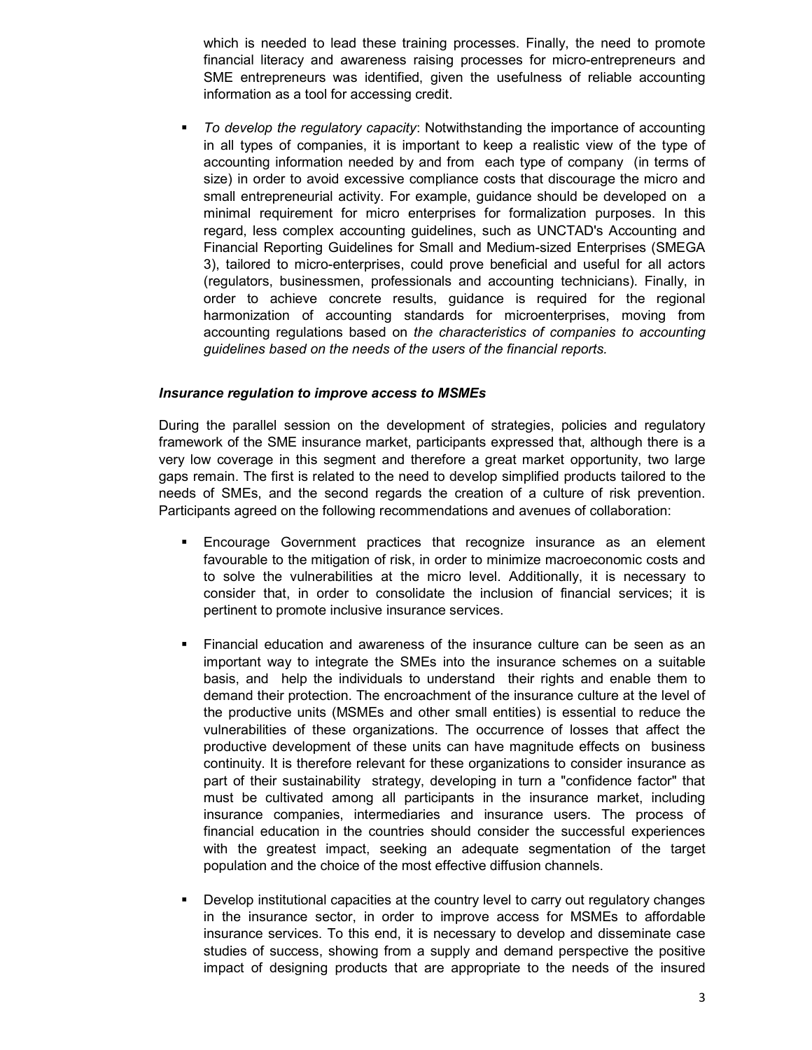which is needed to lead these training processes. Finally, the need to promote financial literacy and awareness raising processes for micro-entrepreneurs and SME entrepreneurs was identified, given the usefulness of reliable accounting information as a tool for accessing credit.

- *To develop the regulatory capacity*: Notwithstanding the importance of accounting in all types of companies, it is important to keep a realistic view of the type of accounting information needed by and from each type of company (in terms of size) in order to avoid excessive compliance costs that discourage the micro and small entrepreneurial activity. For example, guidance should be developed on a minimal requirement for micro enterprises for formalization purposes. In this regard, less complex accounting guidelines, such as UNCTAD's Accounting and Financial Reporting Guidelines for Small and Medium-sized Enterprises (SMEGA 3), tailored to micro-enterprises, could prove beneficial and useful for all actors (regulators, businessmen, professionals and accounting technicians). Finally, in order to achieve concrete results, guidance is required for the regional harmonization of accounting standards for microenterprises, moving from accounting regulations based on *the characteristics of companies to accounting guidelines based on the needs of the users of the financial reports.*

***Insurance regulation to improve access to MSMEs***

During the parallel session on the development of strategies, policies and regulatory framework of the SME insurance market, participants expressed that, although there is a very low coverage in this segment and therefore a great market opportunity, two large gaps remain. The first is related to the need to develop simplified products tailored to the needs of SMEs, and the second regards the creation of a culture of risk prevention. Participants agreed on the following recommendations and avenues of collaboration:

- Encourage Government practices that recognize insurance as an element favourable to the mitigation of risk, in order to minimize macroeconomic costs and to solve the vulnerabilities at the micro level. Additionally, it is necessary to consider that, in order to consolidate the inclusion of financial services; it is pertinent to promote inclusive insurance services.

- Financial education and awareness of the insurance culture can be seen as an important way to integrate the SMEs into the insurance schemes on a suitable basis, and help the individuals to understand their rights and enable them to demand their protection. The encroachment of the insurance culture at the level of the productive units (MSMEs and other small entities) is essential to reduce the vulnerabilities of these organizations. The occurrence of losses that affect the productive development of these units can have magnitude effects on business continuity. It is therefore relevant for these organizations to consider insurance as part of their sustainability strategy, developing in turn a "confidence factor" that must be cultivated among all participants in the insurance market, including insurance companies, intermediaries and insurance users. The process of financial education in the countries should consider the successful experiences with the greatest impact, seeking an adequate segmentation of the target population and the choice of the most effective diffusion channels.

- Develop institutional capacities at the country level to carry out regulatory changes in the insurance sector, in order to improve access for MSMEs to affordable insurance services. To this end, it is necessary to develop and disseminate case studies of success, showing from a supply and demand perspective the positive impact of designing products that are appropriate to the needs of the insured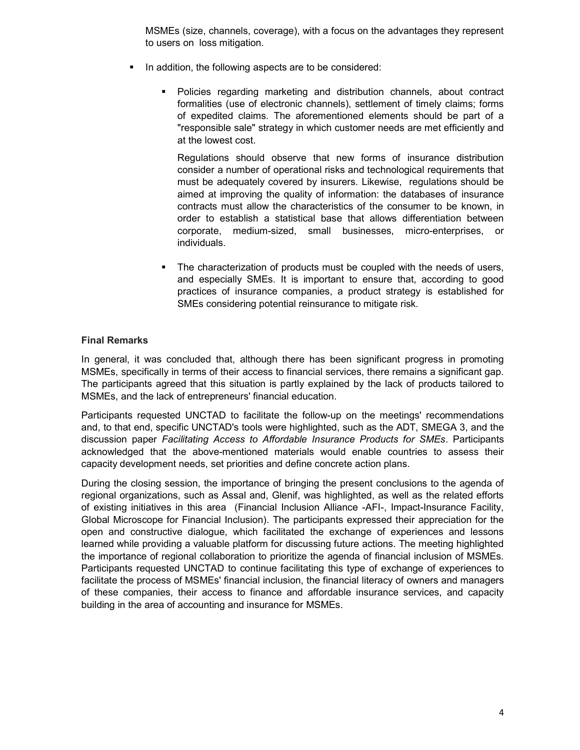MSMEs (size, channels, coverage), with a focus on the advantages they represent to users on loss mitigation.

- In addition, the following aspects are to be considered:

  - Policies regarding marketing and distribution channels, about contract formalities (use of electronic channels), settlement of timely claims; forms of expedited claims. The aforementioned elements should be part of a "responsible sale" strategy in which customer needs are met efficiently and at the lowest cost.

    Regulations should observe that new forms of insurance distribution consider a number of operational risks and technological requirements that must be adequately covered by insurers. Likewise, regulations should be aimed at improving the quality of information: the databases of insurance contracts must allow the characteristics of the consumer to be known, in order to establish a statistical base that allows differentiation between corporate, medium-sized, small businesses, micro-enterprises, or individuals.

  - The characterization of products must be coupled with the needs of users, and especially SMEs. It is important to ensure that, according to good practices of insurance companies, a product strategy is established for SMEs considering potential reinsurance to mitigate risk.

**Final Remarks**

In general, it was concluded that, although there has been significant progress in promoting MSMEs, specifically in terms of their access to financial services, there remains a significant gap. The participants agreed that this situation is partly explained by the lack of products tailored to MSMEs, and the lack of entrepreneurs' financial education.

Participants requested UNCTAD to facilitate the follow-up on the meetings' recommendations and, to that end, specific UNCTAD's tools were highlighted, such as the ADT, SMEGA 3, and the discussion paper *Facilitating Access to Affordable Insurance Products for SMEs*. Participants acknowledged that the above-mentioned materials would enable countries to assess their capacity development needs, set priorities and define concrete action plans.

During the closing session, the importance of bringing the present conclusions to the agenda of regional organizations, such as Assal and, Glenif, was highlighted, as well as the related efforts of existing initiatives in this area (Financial Inclusion Alliance -AFI-, Impact-Insurance Facility, Global Microscope for Financial Inclusion). The participants expressed their appreciation for the open and constructive dialogue, which facilitated the exchange of experiences and lessons learned while providing a valuable platform for discussing future actions. The meeting highlighted the importance of regional collaboration to prioritize the agenda of financial inclusion of MSMEs. Participants requested UNCTAD to continue facilitating this type of exchange of experiences to facilitate the process of MSMEs' financial inclusion, the financial literacy of owners and managers of these companies, their access to finance and affordable insurance services, and capacity building in the area of accounting and insurance for MSMEs.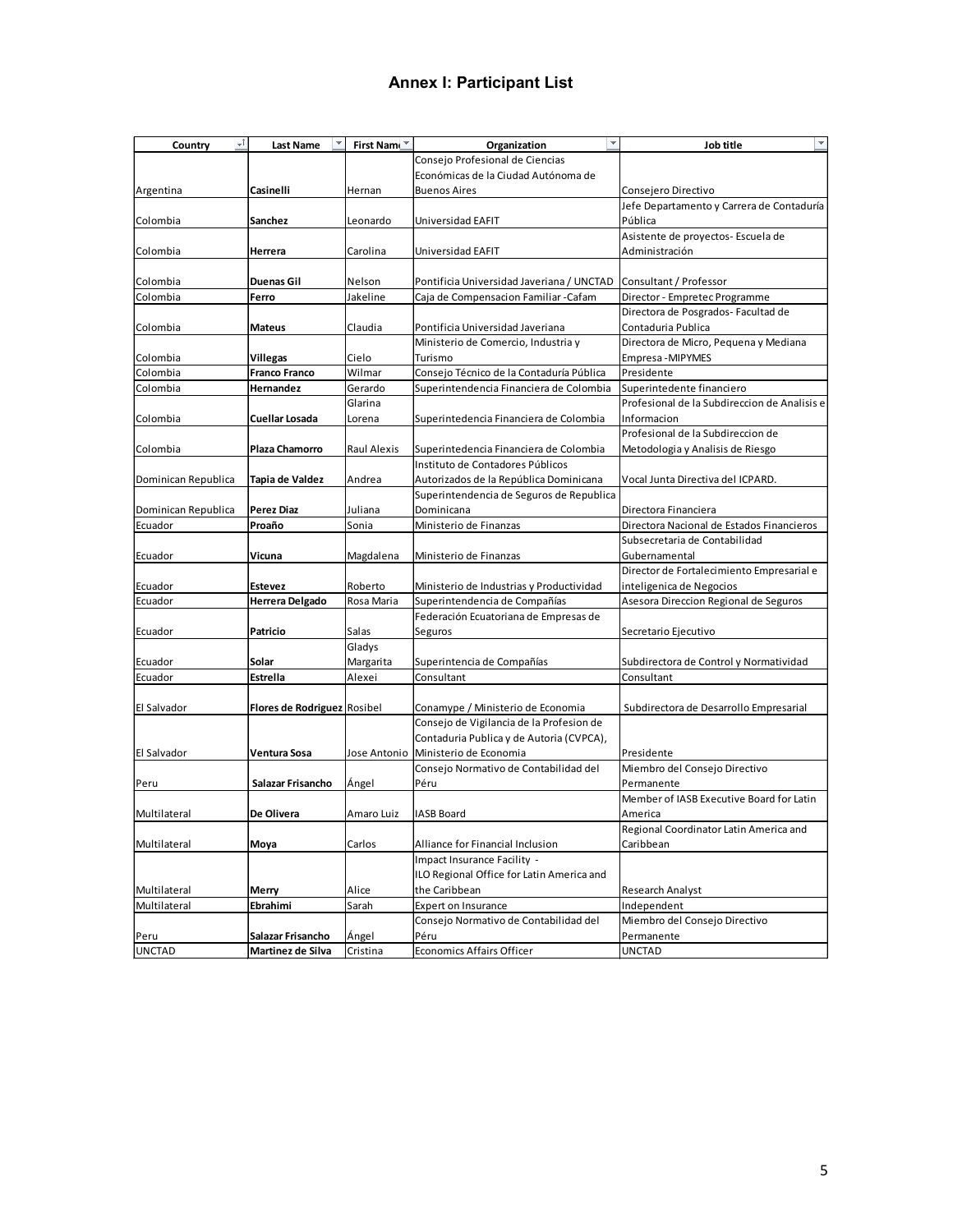## Annex I: Participant List

| Country | Last Name | First Name | Organization | Job title |
|---|---|---|---|---|
| Argentina | **Casinelli** | Hernan | Consejo Profesional de Ciencias Económicas de la Ciudad Autónoma de Buenos Aires | Consejero Directivo |
| Colombia | **Sanchez** | Leonardo | Universidad EAFIT | Jefe Departamento y Carrera de Contaduría Pública |
| Colombia | **Herrera** | Carolina | Universidad EAFIT | Asistente de proyectos- Escuela de Administración |
| Colombia | **Duenas Gil** | Nelson | Pontificia Universidad Javeriana / UNCTAD | Consultant / Professor |
| Colombia | **Ferro** | Jakeline | Caja de Compensacion Familiar -Cafam | Director - Empretec Programme |
| Colombia | **Mateus** | Claudia | Pontificia Universidad Javeriana | Directora de Posgrados- Facultad de Contaduria Publica |
| Colombia | **Villegas** | Cielo | Ministerio de Comercio, Industria y Turismo | Directora de Micro, Pequena y Mediana Empresa -MIPYMES |
| Colombia | **Franco Franco** | Wilmar | Consejo Técnico de la Contaduría Pública | Presidente |
| Colombia | **Hernandez** | Gerardo | Superintendencia Financiera de Colombia | Superintedente financiero |
| Colombia | **Cuellar Losada** | Glarina Lorena | Superintedencia Financiera de Colombia | Profesional de la Subdireccion de Analisis e Informacion |
| Colombia | **Plaza Chamorro** | Raul Alexis | Superintedencia Financiera de Colombia | Profesional de la Subdireccion de Metodologia y Analisis de Riesgo |
| Dominican Republica | **Tapia de Valdez** | Andrea | Instituto de Contadores Públicos Autorizados de la República Dominicana | Vocal Junta Directiva del ICPARD. |
| Dominican Republica | **Perez Diaz** | Juliana | Superintendencia de Seguros de Republica Dominicana | Directora Financiera |
| Ecuador | **Proaño** | Sonia | Ministerio de Finanzas | Directora Nacional de Estados Financieros |
| Ecuador | **Vicuna** | Magdalena | Ministerio de Finanzas | Subsecretaria de Contabilidad Gubernamental |
| Ecuador | **Estevez** | Roberto | Ministerio de Industrias y Productividad | Director de Fortalecimiento Empresarial e inteligenica de Negocios |
| Ecuador | **Herrera Delgado** | Rosa Maria | Superintendencia de Compañías | Asesora Direccion Regional de Seguros |
| Ecuador | **Patricio** | Salas | Federación Ecuatoriana de Empresas de Seguros | Secretario Ejecutivo |
| Ecuador | **Solar** | Gladys Margarita | Superintencia de Compañías | Subdirectora de Control y Normatividad |
| Ecuador | **Estrella** | Alexei | Consultant | Consultant |
| El Salvador | **Flores de Rodriguez** | Rosibel | Conamype / Ministerio de Economia | Subdirectora de Desarrollo Empresarial |
| El Salvador | **Ventura Sosa** | Jose Antonio | Consejo de Vigilancia de la Profesion de Contaduria Publica y de Autoria (CVPCA), Ministerio de Economia | Presidente |
| Peru | **Salazar Frisancho** | Ángel | Consejo Normativo de Contabilidad del Péru | Miembro del Consejo Directivo Permanente |
| Multilateral | **De Olivera** | Amaro Luiz | IASB Board | Member of IASB Executive Board for Latin America |
| Multilateral | **Moya** | Carlos | Alliance for Financial Inclusion | Regional Coordinator Latin America and Caribbean |
| Multilateral | **Merry** | Alice | Impact Insurance Facility - ILO Regional Office for Latin America and the Caribbean | Research Analyst |
| Multilateral | **Ebrahimi** | Sarah | Expert on Insurance | Independent |
| Peru | **Salazar Frisancho** | Ángel | Consejo Normativo de Contabilidad del Péru | Miembro del Consejo Directivo Permanente |
| UNCTAD | **Martinez de Silva** | Cristina | Economics Affairs Officer | UNCTAD |